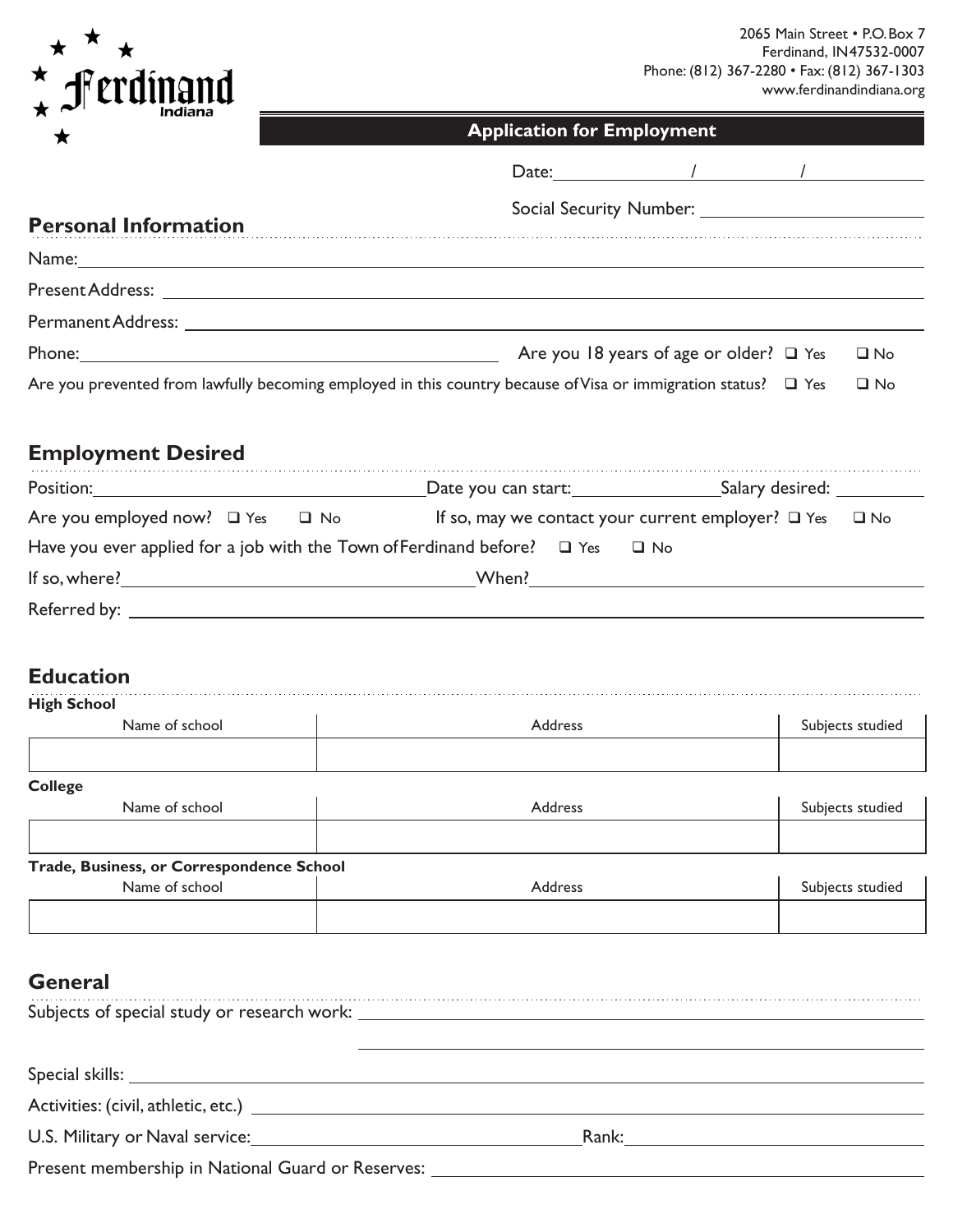# Ferdinand Indiana

2065 Main Street • P.O. Box 7
Ferdinand, IN 47532-0007
Phone: (812) 367-2280 • Fax: (812) 367-1303
www.ferdinandindiana.org

## Application for Employment

Date: ______ / ______ / ______

Social Security Number: ______________________

## Personal Information

Name: ______________________________________________

Present Address: ______________________________________________

Permanent Address: ______________________________________________

Phone: ______________________ Are you 18 years of age or older? ☐ Yes ☐ No

Are you prevented from lawfully becoming employed in this country because of Visa or immigration status? ☐ Yes ☐ No

## Employment Desired

Position: ______________________ Date you can start: ______________ Salary desired: __________

Are you employed now? ☐ Yes ☐ No If so, may we contact your current employer? ☐ Yes ☐ No

Have you ever applied for a job with the Town of Ferdinand before? ☐ Yes ☐ No

If so, where? ______________________ When? ______________________

Referred by: ______________________________________________

## Education

**High School**

| Name of school | Address | Subjects studied |
|---|---|---|
| | | |

**College**

| Name of school | Address | Subjects studied |
|---|---|---|
| | | |

**Trade, Business, or Correspondence School**

| Name of school | Address | Subjects studied |
|---|---|---|
| | | |

## General

Subjects of special study or research work: ______________________________________________

______________________________________________

Special skills: ______________________________________________

Activities: (civil, athletic, etc.) ______________________________________________

U.S. Military or Naval service: ______________________ Rank: ______________________

Present membership in National Guard or Reserves: ______________________________________________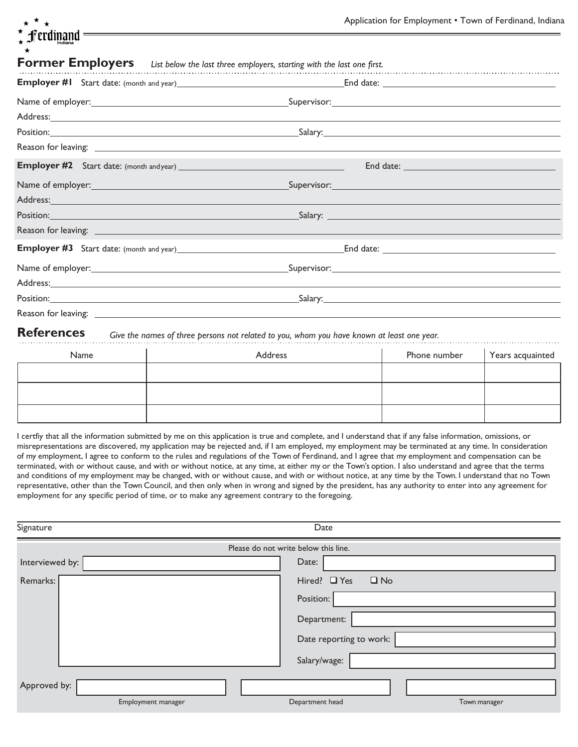## Former Employers

*List below the last three employers, starting with the last one first.*

**Employer #1** Start date: (month and year) \_\_\_\_\_\_\_\_\_\_ End date: \_\_\_\_\_\_\_\_\_\_

Name of employer: \_\_\_\_\_\_\_\_\_\_ Supervisor: \_\_\_\_\_\_\_\_\_\_

Address: \_\_\_\_\_\_\_\_\_\_

Position: \_\_\_\_\_\_\_\_\_\_ Salary: \_\_\_\_\_\_\_\_\_\_

Reason for leaving: \_\_\_\_\_\_\_\_\_\_

**Employer #2** Start date: (month and year) \_\_\_\_\_\_\_\_\_\_ End date: \_\_\_\_\_\_\_\_\_\_

Name of employer: \_\_\_\_\_\_\_\_\_\_ Supervisor: \_\_\_\_\_\_\_\_\_\_

Address: \_\_\_\_\_\_\_\_\_\_

Position: \_\_\_\_\_\_\_\_\_\_ Salary: \_\_\_\_\_\_\_\_\_\_

Reason for leaving: \_\_\_\_\_\_\_\_\_\_

**Employer #3** Start date: (month and year) \_\_\_\_\_\_\_\_\_\_ End date: \_\_\_\_\_\_\_\_\_\_

Name of employer: \_\_\_\_\_\_\_\_\_\_ Supervisor: \_\_\_\_\_\_\_\_\_\_

Address: \_\_\_\_\_\_\_\_\_\_

Position: \_\_\_\_\_\_\_\_\_\_ Salary: \_\_\_\_\_\_\_\_\_\_

Reason for leaving: \_\_\_\_\_\_\_\_\_\_

## References

*Give the names of three persons not related to you, whom you have known at least one year.*

| Name | Address | Phone number | Years acquainted |
|---|---|---|---|
| | | | |
| | | | |
| | | | |

I certfiy that all the information submitted by me on this application is true and complete, and I understand that if any false information, omissions, or misrepresentations are discovered, my application may be rejected and, if I am employed, my employment may be terminated at any time. In consideration of my employment, I agree to conform to the rules and regulations of the Town of Ferdinand, and I agree that my employment and compensation can be terminated, with or without cause, and with or without notice, at any time, at either my or the Town's option. I also understand and agree that the terms and conditions of my employment may be changed, with or without cause, and with or without notice, at any time by the Town. I understand that no Town representative, other than the Town Council, and then only when in wrong and signed by the president, has any authority to enter into any agreement for employment for any specific period of time, or to make any agreement contrary to the foregoing.

Signature \_\_\_\_\_\_\_\_\_\_ Date \_\_\_\_\_\_\_\_\_\_

Please do not write below this line.

Interviewed by: \_\_\_\_\_\_\_\_\_\_ Date: \_\_\_\_\_\_\_\_\_\_

Remarks: \_\_\_\_\_\_\_\_\_\_

Hired? ☐ Yes ☐ No

Position: \_\_\_\_\_\_\_\_\_\_

Department: \_\_\_\_\_\_\_\_\_\_

Date reporting to work: \_\_\_\_\_\_\_\_\_\_

Salary/wage: \_\_\_\_\_\_\_\_\_\_

Approved by: \_\_\_\_\_\_\_\_\_\_ Employment manager \_\_\_\_\_\_\_\_\_\_ Department head \_\_\_\_\_\_\_\_\_\_ Town manager